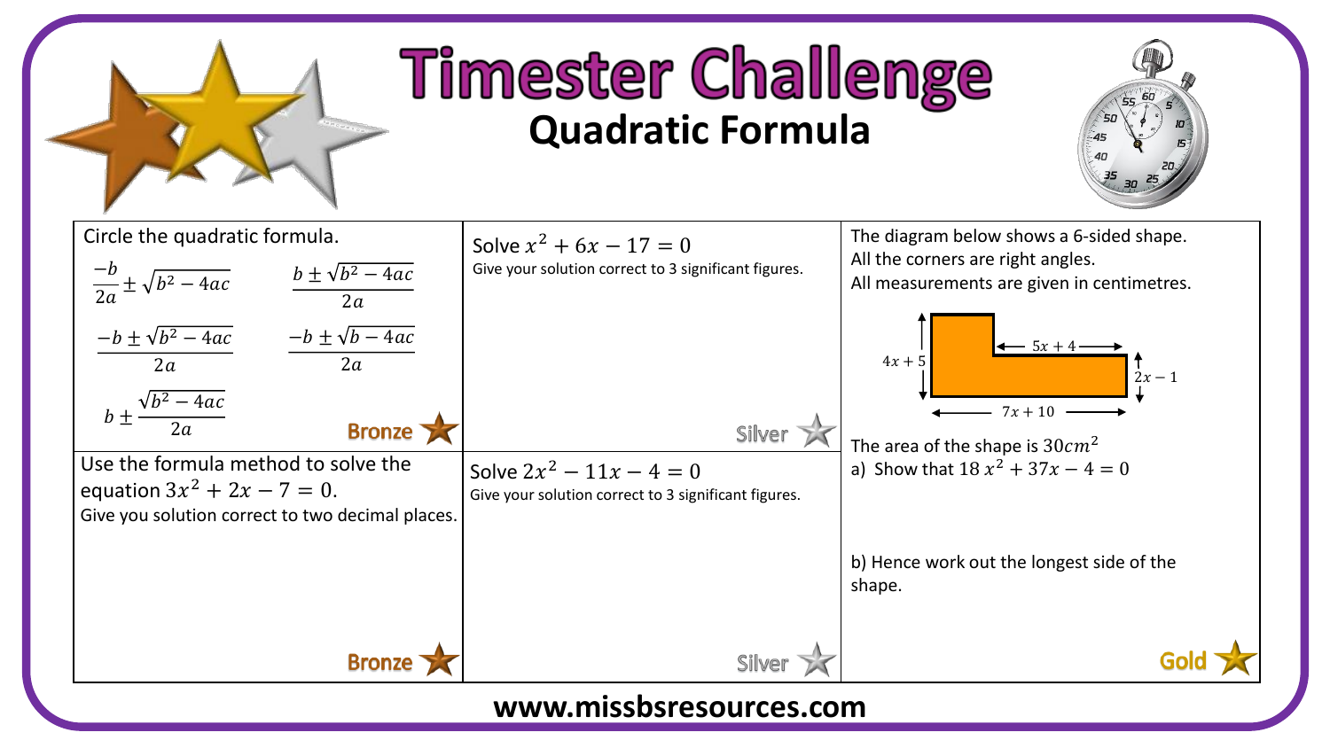# Timester Challenge

## Quadratic Formula

Circle the quadratic formula.

$$\frac{-b}{2a} \pm \sqrt{b^2 - 4ac} \qquad \frac{b \pm \sqrt{b^2 - 4ac}}{2a}$$

$$\frac{-b \pm \sqrt{b^2 - 4ac}}{2a} \qquad \frac{-b \pm \sqrt{b - 4ac}}{2a}$$

$$b \pm \frac{\sqrt{b^2 - 4ac}}{2a}$$

Bronze

Solve $x^2 + 6x - 17 = 0$

Give your solution correct to 3 significant figures.

Silver

The diagram below shows a 6-sided shape.
All the corners are right angles.
All measurements are given in centimetres.

Diagram labels: $4x + 5$ (left side), $5x + 4$ (top right edge), $2x - 1$ (right side), $7x + 10$ (bottom).

The area of the shape is $30cm^2$

a) Show that $18\,x^2 + 37x - 4 = 0$

b) Hence work out the longest side of the shape.

Gold

Use the formula method to solve the equation $3x^2 + 2x - 7 = 0$.
Give you solution correct to two decimal places.

Bronze

Solve $2x^2 - 11x - 4 = 0$

Give your solution correct to 3 significant figures.

Silver

www.missbsresources.com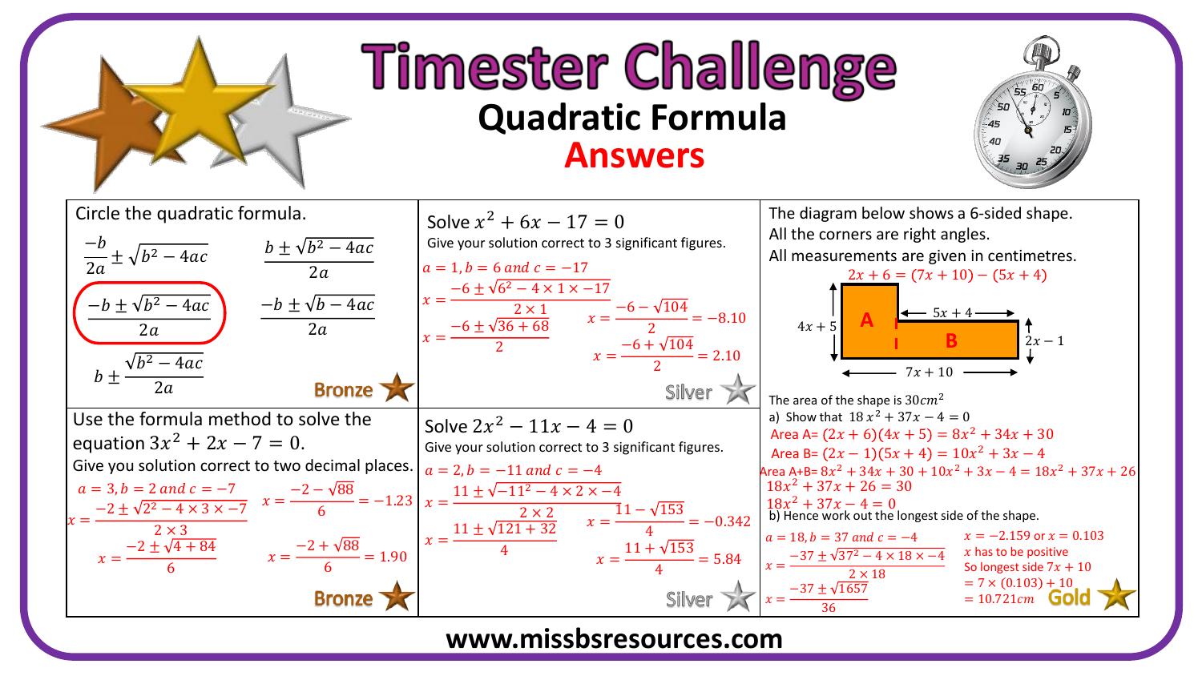# Timester Challenge

## Quadratic Formula

## Answers

### Bronze

Circle the quadratic formula.

$$\frac{-b}{2a} \pm \sqrt{b^2 - 4ac}$$

$$\frac{b \pm \sqrt{b^2 - 4ac}}{2a}$$

$$\frac{-b \pm \sqrt{b^2 - 4ac}}{2a}$$ (circled)

$$\frac{-b \pm \sqrt{b - 4ac}}{2a}$$

$$b \pm \frac{\sqrt{b^2 - 4ac}}{2a}$$

### Silver

Solve $x^2 + 6x - 17 = 0$

Give your solution correct to 3 significant figures.

$a = 1, b = 6 \text{ and } c = -17$

$$x = \frac{-6 \pm \sqrt{6^2 - 4 \times 1 \times -17}}{2 \times 1}$$

$$x = \frac{-6 \pm \sqrt{36 + 68}}{2}$$

$$x = \frac{-6 - \sqrt{104}}{2} = -8.10$$

$$x = \frac{-6 + \sqrt{104}}{2} = 2.10$$

### Gold

The diagram below shows a 6-sided shape.

All the corners are right angles.

All measurements are given in centimetres.

$2x + 6 = (7x + 10) - (5x + 4)$

A

B

$4x + 5$

$5x + 4$

$2x - 1$

$7x + 10$

The area of the shape is $30cm^2$

a) Show that $18x^2 + 37x - 4 = 0$

Area A= $(2x + 6)(4x + 5) = 8x^2 + 34x + 30$

Area B= $(2x - 1)(5x + 4) = 10x^2 + 3x - 4$

Area A+B= $8x^2 + 34x + 30 + 10x^2 + 3x - 4 = 18x^2 + 37x + 26$

$18x^2 + 37x + 26 = 30$

$18x^2 + 37x - 4 = 0$

b) Hence work out the longest side of the shape.

$a = 18, b = 37 \text{ and } c = -4$

$$x = \frac{-37 \pm \sqrt{37^2 - 4 \times 18 \times -4}}{2 \times 18}$$

$$x = \frac{-37 \pm \sqrt{1657}}{36}$$

$x = -2.159$ or $x = 0.103$

$x$ has to be positive

So longest side $7x + 10$

$= 7 \times (0.103) + 10$

$= 10.721cm$

### Bronze

Use the formula method to solve the equation $3x^2 + 2x - 7 = 0$.

Give you solution correct to two decimal places.

$a = 3, b = 2 \text{ and } c = -7$

$$x = \frac{-2 \pm \sqrt{2^2 - 4 \times 3 \times -7}}{2 \times 3}$$

$$x = \frac{-2 \pm \sqrt{4 + 84}}{6}$$

$$x = \frac{-2 - \sqrt{88}}{6} = -1.23$$

$$x = \frac{-2 + \sqrt{88}}{6} = 1.90$$

### Silver

Solve $2x^2 - 11x - 4 = 0$

Give your solution correct to 3 significant figures.

$a = 2, b = -11 \text{ and } c = -4$

$$x = \frac{11 \pm \sqrt{-11^2 - 4 \times 2 \times -4}}{2 \times 2}$$

$$x = \frac{11 \pm \sqrt{121 + 32}}{4}$$

$$x = \frac{11 - \sqrt{153}}{4} = -0.342$$

$$x = \frac{11 + \sqrt{153}}{4} = 5.84$$

www.missbsresources.com